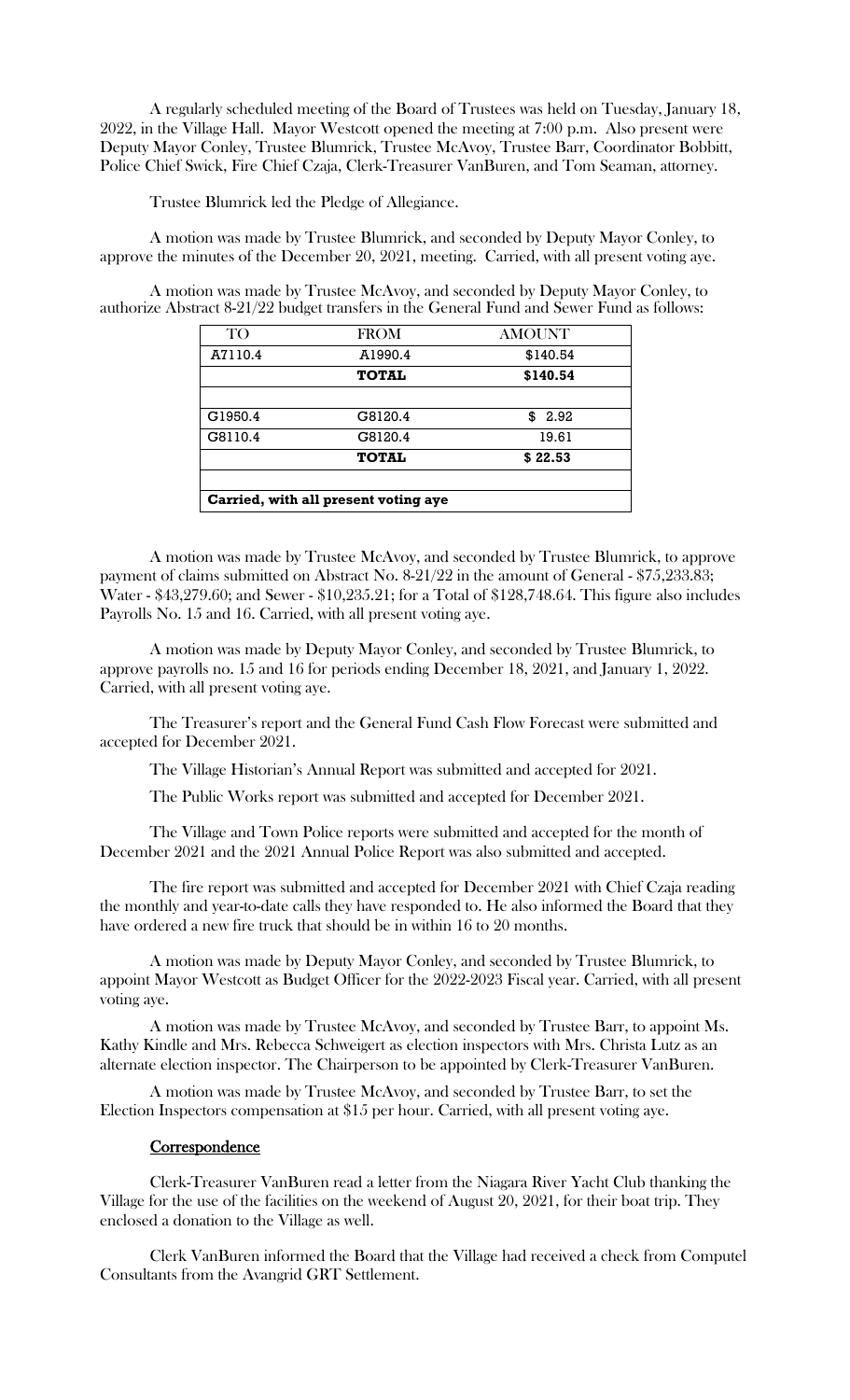A regularly scheduled meeting of the Board of Trustees was held on Tuesday, January 18, 2022, in the Village Hall. Mayor Westcott opened the meeting at 7:00 p.m. Also present were Deputy Mayor Conley, Trustee Blumrick, Trustee McAvoy, Trustee Barr, Coordinator Bobbitt, Police Chief Swick, Fire Chief Czaja, Clerk-Treasurer VanBuren, and Tom Seaman, attorney.

Trustee Blumrick led the Pledge of Allegiance.

A motion was made by Trustee Blumrick, and seconded by Deputy Mayor Conley, to approve the minutes of the December 20, 2021, meeting. Carried, with all present voting aye.

A motion was made by Trustee McAvoy, and seconded by Deputy Mayor Conley, to authorize Abstract 8-21/22 budget transfers in the General Fund and Sewer Fund as follows:

| TO | FROM | AMOUNT |
|---|---|---|
| A7110.4 | A1990.4 | $140.54 |
| | **TOTAL** | **$140.54** |
| | | |
| G1950.4 | G8120.4 | $ 2.92 |
| G8110.4 | G8120.4 | 19.61 |
| | **TOTAL** | **$ 22.53** |
| | | |
| **Carried, with all present voting aye** | | |

A motion was made by Trustee McAvoy, and seconded by Trustee Blumrick, to approve payment of claims submitted on Abstract No. 8-21/22 in the amount of General - $75,233.83; Water - $43,279.60; and Sewer - $10,235.21; for a Total of $128,748.64. This figure also includes Payrolls No. 15 and 16. Carried, with all present voting aye.

A motion was made by Deputy Mayor Conley, and seconded by Trustee Blumrick, to approve payrolls no. 15 and 16 for periods ending December 18, 2021, and January 1, 2022. Carried, with all present voting aye.

The Treasurer's report and the General Fund Cash Flow Forecast were submitted and accepted for December 2021.

The Village Historian's Annual Report was submitted and accepted for 2021.

The Public Works report was submitted and accepted for December 2021.

The Village and Town Police reports were submitted and accepted for the month of December 2021 and the 2021 Annual Police Report was also submitted and accepted.

The fire report was submitted and accepted for December 2021 with Chief Czaja reading the monthly and year-to-date calls they have responded to. He also informed the Board that they have ordered a new fire truck that should be in within 16 to 20 months.

A motion was made by Deputy Mayor Conley, and seconded by Trustee Blumrick, to appoint Mayor Westcott as Budget Officer for the 2022-2023 Fiscal year. Carried, with all present voting aye.

A motion was made by Trustee McAvoy, and seconded by Trustee Barr, to appoint Ms. Kathy Kindle and Mrs. Rebecca Schweigert as election inspectors with Mrs. Christa Lutz as an alternate election inspector. The Chairperson to be appointed by Clerk-Treasurer VanBuren.

A motion was made by Trustee McAvoy, and seconded by Trustee Barr, to set the Election Inspectors compensation at $15 per hour. Carried, with all present voting aye.

## Correspondence

Clerk-Treasurer VanBuren read a letter from the Niagara River Yacht Club thanking the Village for the use of the facilities on the weekend of August 20, 2021, for their boat trip. They enclosed a donation to the Village as well.

Clerk VanBuren informed the Board that the Village had received a check from Computel Consultants from the Avangrid GRT Settlement.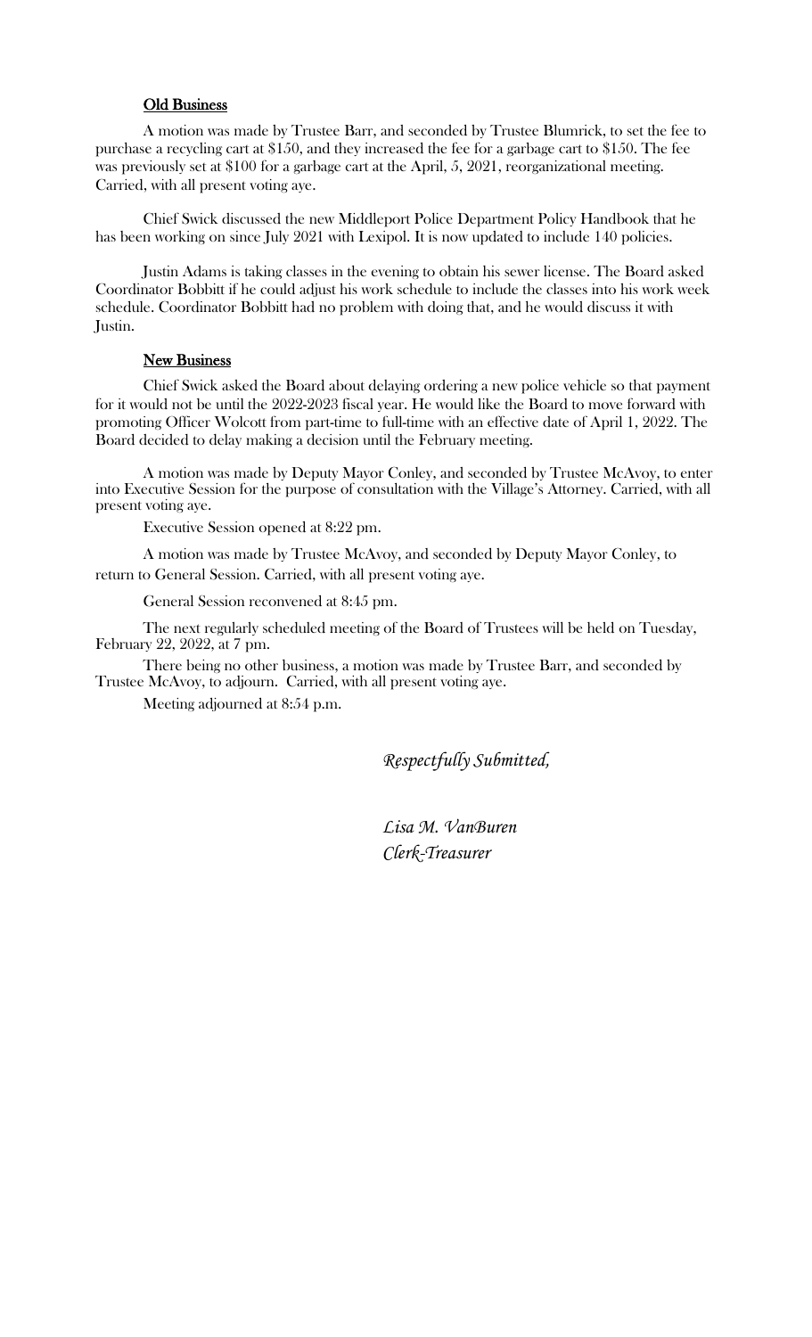**Old Business**

A motion was made by Trustee Barr, and seconded by Trustee Blumrick, to set the fee to purchase a recycling cart at $150, and they increased the fee for a garbage cart to $150. The fee was previously set at $100 for a garbage cart at the April, 5, 2021, reorganizational meeting. Carried, with all present voting aye.

Chief Swick discussed the new Middleport Police Department Policy Handbook that he has been working on since July 2021 with Lexipol. It is now updated to include 140 policies.

Justin Adams is taking classes in the evening to obtain his sewer license. The Board asked Coordinator Bobbitt if he could adjust his work schedule to include the classes into his work week schedule. Coordinator Bobbitt had no problem with doing that, and he would discuss it with Justin.

**New Business**

Chief Swick asked the Board about delaying ordering a new police vehicle so that payment for it would not be until the 2022-2023 fiscal year. He would like the Board to move forward with promoting Officer Wolcott from part-time to full-time with an effective date of April 1, 2022. The Board decided to delay making a decision until the February meeting.

A motion was made by Deputy Mayor Conley, and seconded by Trustee McAvoy, to enter into Executive Session for the purpose of consultation with the Village's Attorney. Carried, with all present voting aye.

Executive Session opened at 8:22 pm.

A motion was made by Trustee McAvoy, and seconded by Deputy Mayor Conley, to return to General Session. Carried, with all present voting aye.

General Session reconvened at 8:45 pm.

The next regularly scheduled meeting of the Board of Trustees will be held on Tuesday, February 22, 2022, at 7 pm.

There being no other business, a motion was made by Trustee Barr, and seconded by Trustee McAvoy, to adjourn. Carried, with all present voting aye.

Meeting adjourned at 8:54 p.m.

*Respectfully Submitted,*

*Lisa M. VanBuren*
*Clerk-Treasurer*